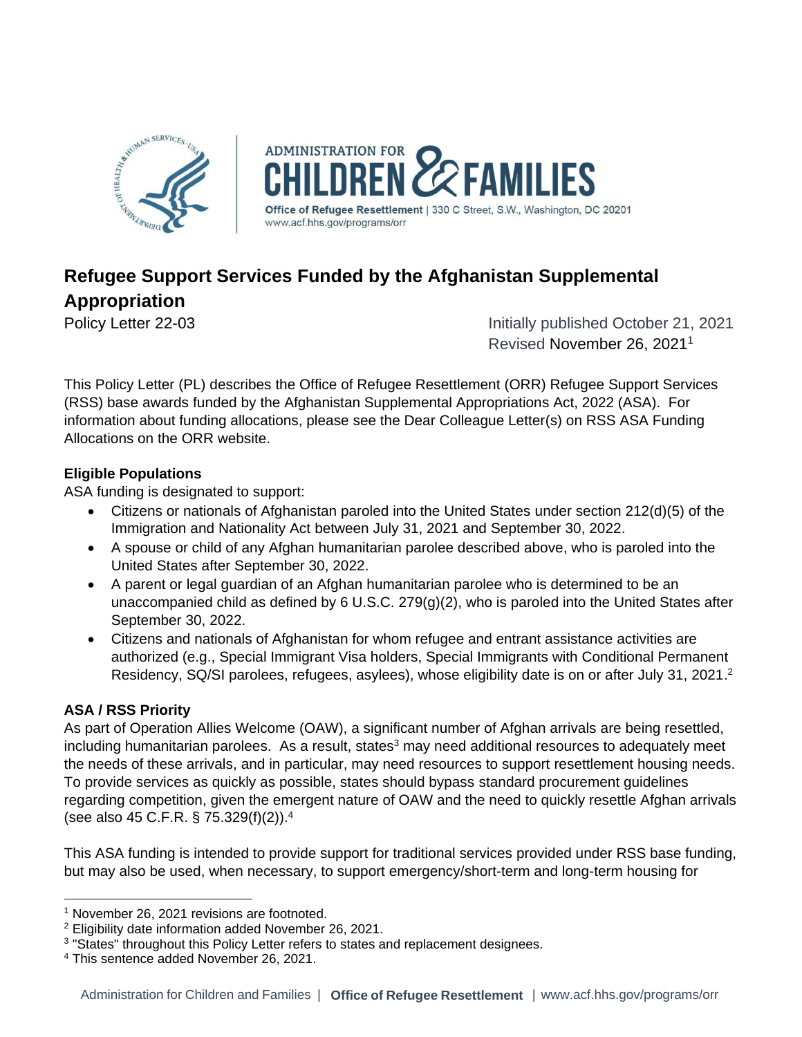# Refugee Support Services Funded by the Afghanistan Supplemental Appropriation

Policy Letter 22-03

Initially published October 21, 2021
Revised November 26, 2021[1]

This Policy Letter (PL) describes the Office of Refugee Resettlement (ORR) Refugee Support Services (RSS) base awards funded by the Afghanistan Supplemental Appropriations Act, 2022 (ASA). For information about funding allocations, please see the Dear Colleague Letter(s) on RSS ASA Funding Allocations on the ORR website.

**Eligible Populations**

ASA funding is designated to support:

- Citizens or nationals of Afghanistan paroled into the United States under section 212(d)(5) of the Immigration and Nationality Act between July 31, 2021 and September 30, 2022.
- A spouse or child of any Afghan humanitarian parolee described above, who is paroled into the United States after September 30, 2022.
- A parent or legal guardian of an Afghan humanitarian parolee who is determined to be an unaccompanied child as defined by 6 U.S.C. 279(g)(2), who is paroled into the United States after September 30, 2022.
- Citizens and nationals of Afghanistan for whom refugee and entrant assistance activities are authorized (e.g., Special Immigrant Visa holders, Special Immigrants with Conditional Permanent Residency, SQ/SI parolees, refugees, asylees), whose eligibility date is on or after July 31, 2021.[2]

**ASA / RSS Priority**

As part of Operation Allies Welcome (OAW), a significant number of Afghan arrivals are being resettled, including humanitarian parolees. As a result, states[3] may need additional resources to adequately meet the needs of these arrivals, and in particular, may need resources to support resettlement housing needs. To provide services as quickly as possible, states should bypass standard procurement guidelines regarding competition, given the emergent nature of OAW and the need to quickly resettle Afghan arrivals (see also 45 C.F.R. § 75.329(f)(2)).[4]

This ASA funding is intended to provide support for traditional services provided under RSS base funding, but may also be used, when necessary, to support emergency/short-term and long-term housing for

---

[1] November 26, 2021 revisions are footnoted.

[2] Eligibility date information added November 26, 2021.

[3] "States" throughout this Policy Letter refers to states and replacement designees.

[4] This sentence added November 26, 2021.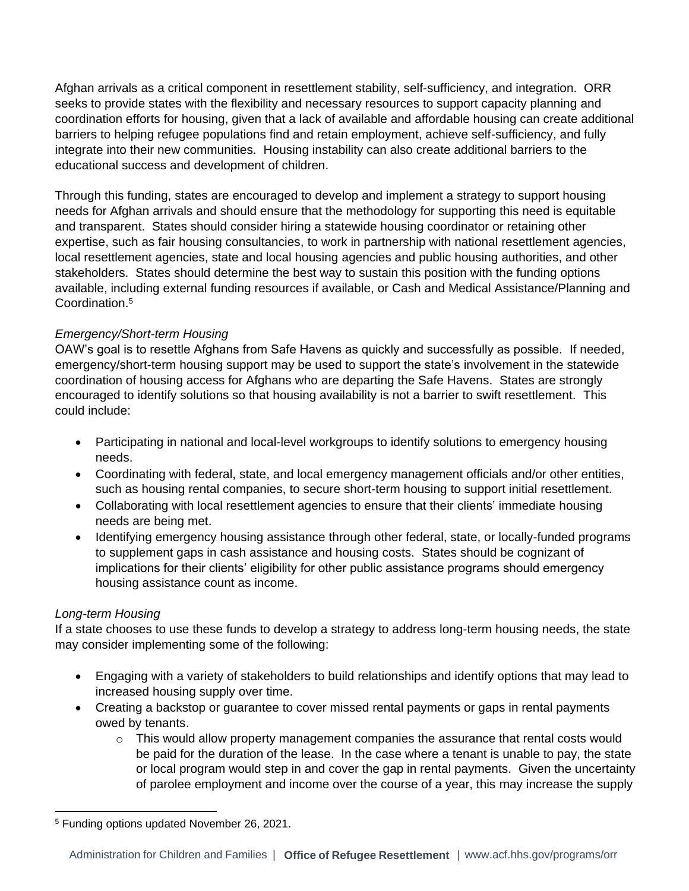Afghan arrivals as a critical component in resettlement stability, self-sufficiency, and integration. ORR seeks to provide states with the flexibility and necessary resources to support capacity planning and coordination efforts for housing, given that a lack of available and affordable housing can create additional barriers to helping refugee populations find and retain employment, achieve self-sufficiency, and fully integrate into their new communities. Housing instability can also create additional barriers to the educational success and development of children.

Through this funding, states are encouraged to develop and implement a strategy to support housing needs for Afghan arrivals and should ensure that the methodology for supporting this need is equitable and transparent. States should consider hiring a statewide housing coordinator or retaining other expertise, such as fair housing consultancies, to work in partnership with national resettlement agencies, local resettlement agencies, state and local housing agencies and public housing authorities, and other stakeholders. States should determine the best way to sustain this position with the funding options available, including external funding resources if available, or Cash and Medical Assistance/Planning and Coordination.[5]

*Emergency/Short-term Housing*

OAW's goal is to resettle Afghans from Safe Havens as quickly and successfully as possible. If needed, emergency/short-term housing support may be used to support the state's involvement in the statewide coordination of housing access for Afghans who are departing the Safe Havens. States are strongly encouraged to identify solutions so that housing availability is not a barrier to swift resettlement. This could include:

- Participating in national and local-level workgroups to identify solutions to emergency housing needs.
- Coordinating with federal, state, and local emergency management officials and/or other entities, such as housing rental companies, to secure short-term housing to support initial resettlement.
- Collaborating with local resettlement agencies to ensure that their clients' immediate housing needs are being met.
- Identifying emergency housing assistance through other federal, state, or locally-funded programs to supplement gaps in cash assistance and housing costs. States should be cognizant of implications for their clients' eligibility for other public assistance programs should emergency housing assistance count as income.

*Long-term Housing*

If a state chooses to use these funds to develop a strategy to address long-term housing needs, the state may consider implementing some of the following:

- Engaging with a variety of stakeholders to build relationships and identify options that may lead to increased housing supply over time.
- Creating a backstop or guarantee to cover missed rental payments or gaps in rental payments owed by tenants.
  - This would allow property management companies the assurance that rental costs would be paid for the duration of the lease. In the case where a tenant is unable to pay, the state or local program would step in and cover the gap in rental payments. Given the uncertainty of parolee employment and income over the course of a year, this may increase the supply

[5] Funding options updated November 26, 2021.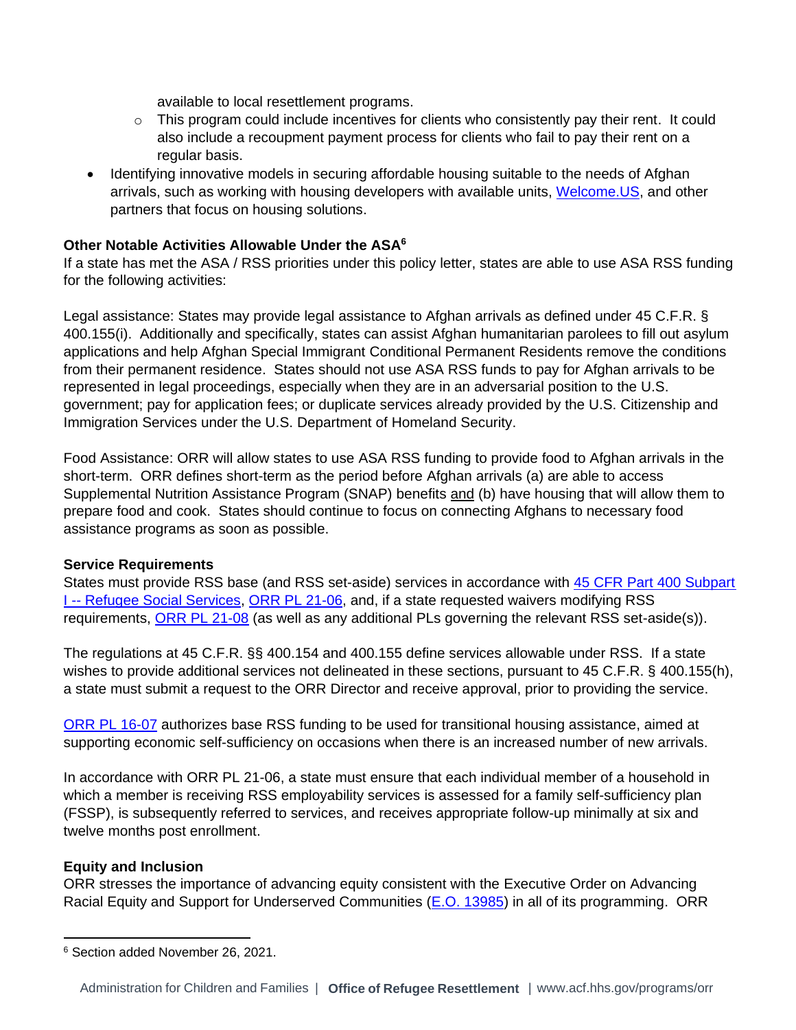available to local resettlement programs.
  - This program could include incentives for clients who consistently pay their rent. It could also include a recoupment payment process for clients who fail to pay their rent on a regular basis.
- Identifying innovative models in securing affordable housing suitable to the needs of Afghan arrivals, such as working with housing developers with available units, Welcome.US, and other partners that focus on housing solutions.

**Other Notable Activities Allowable Under the ASA[6]**

If a state has met the ASA / RSS priorities under this policy letter, states are able to use ASA RSS funding for the following activities:

Legal assistance: States may provide legal assistance to Afghan arrivals as defined under 45 C.F.R. § 400.155(i). Additionally and specifically, states can assist Afghan humanitarian parolees to fill out asylum applications and help Afghan Special Immigrant Conditional Permanent Residents remove the conditions from their permanent residence. States should not use ASA RSS funds to pay for Afghan arrivals to be represented in legal proceedings, especially when they are in an adversarial position to the U.S. government; pay for application fees; or duplicate services already provided by the U.S. Citizenship and Immigration Services under the U.S. Department of Homeland Security.

Food Assistance: ORR will allow states to use ASA RSS funding to provide food to Afghan arrivals in the short-term. ORR defines short-term as the period before Afghan arrivals (a) are able to access Supplemental Nutrition Assistance Program (SNAP) benefits <u>and</u> (b) have housing that will allow them to prepare food and cook. States should continue to focus on connecting Afghans to necessary food assistance programs as soon as possible.

**Service Requirements**

States must provide RSS base (and RSS set-aside) services in accordance with 45 CFR Part 400 Subpart I -- Refugee Social Services, ORR PL 21-06, and, if a state requested waivers modifying RSS requirements, ORR PL 21-08 (as well as any additional PLs governing the relevant RSS set-aside(s)).

The regulations at 45 C.F.R. §§ 400.154 and 400.155 define services allowable under RSS. If a state wishes to provide additional services not delineated in these sections, pursuant to 45 C.F.R. § 400.155(h), a state must submit a request to the ORR Director and receive approval, prior to providing the service.

ORR PL 16-07 authorizes base RSS funding to be used for transitional housing assistance, aimed at supporting economic self-sufficiency on occasions when there is an increased number of new arrivals.

In accordance with ORR PL 21-06, a state must ensure that each individual member of a household in which a member is receiving RSS employability services is assessed for a family self-sufficiency plan (FSSP), is subsequently referred to services, and receives appropriate follow-up minimally at six and twelve months post enrollment.

**Equity and Inclusion**

ORR stresses the importance of advancing equity consistent with the Executive Order on Advancing Racial Equity and Support for Underserved Communities (E.O. 13985) in all of its programming. ORR

---

[6] Section added November 26, 2021.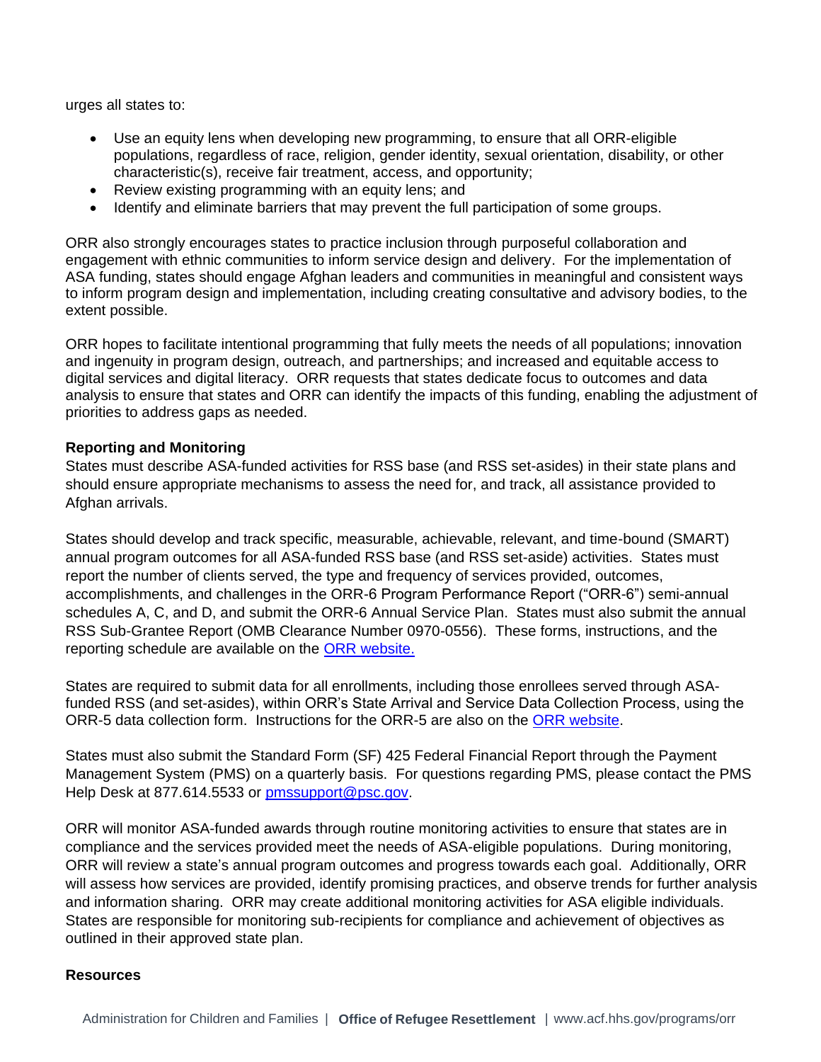urges all states to:

- Use an equity lens when developing new programming, to ensure that all ORR-eligible populations, regardless of race, religion, gender identity, sexual orientation, disability, or other characteristic(s), receive fair treatment, access, and opportunity;
- Review existing programming with an equity lens; and
- Identify and eliminate barriers that may prevent the full participation of some groups.

ORR also strongly encourages states to practice inclusion through purposeful collaboration and engagement with ethnic communities to inform service design and delivery. For the implementation of ASA funding, states should engage Afghan leaders and communities in meaningful and consistent ways to inform program design and implementation, including creating consultative and advisory bodies, to the extent possible.

ORR hopes to facilitate intentional programming that fully meets the needs of all populations; innovation and ingenuity in program design, outreach, and partnerships; and increased and equitable access to digital services and digital literacy. ORR requests that states dedicate focus to outcomes and data analysis to ensure that states and ORR can identify the impacts of this funding, enabling the adjustment of priorities to address gaps as needed.

**Reporting and Monitoring**

States must describe ASA-funded activities for RSS base (and RSS set-asides) in their state plans and should ensure appropriate mechanisms to assess the need for, and track, all assistance provided to Afghan arrivals.

States should develop and track specific, measurable, achievable, relevant, and time-bound (SMART) annual program outcomes for all ASA-funded RSS base (and RSS set-aside) activities. States must report the number of clients served, the type and frequency of services provided, outcomes, accomplishments, and challenges in the ORR-6 Program Performance Report ("ORR-6") semi-annual schedules A, C, and D, and submit the ORR-6 Annual Service Plan. States must also submit the annual RSS Sub-Grantee Report (OMB Clearance Number 0970-0556). These forms, instructions, and the reporting schedule are available on the [ORR website.]()

States are required to submit data for all enrollments, including those enrollees served through ASA-funded RSS (and set-asides), within ORR's State Arrival and Service Data Collection Process, using the ORR-5 data collection form. Instructions for the ORR-5 are also on the [ORR website]().

States must also submit the Standard Form (SF) 425 Federal Financial Report through the Payment Management System (PMS) on a quarterly basis. For questions regarding PMS, please contact the PMS Help Desk at 877.614.5533 or [pmssupport@psc.gov](mailto:pmssupport@psc.gov).

ORR will monitor ASA-funded awards through routine monitoring activities to ensure that states are in compliance and the services provided meet the needs of ASA-eligible populations. During monitoring, ORR will review a state's annual program outcomes and progress towards each goal. Additionally, ORR will assess how services are provided, identify promising practices, and observe trends for further analysis and information sharing. ORR may create additional monitoring activities for ASA eligible individuals. States are responsible for monitoring sub-recipients for compliance and achievement of objectives as outlined in their approved state plan.

**Resources**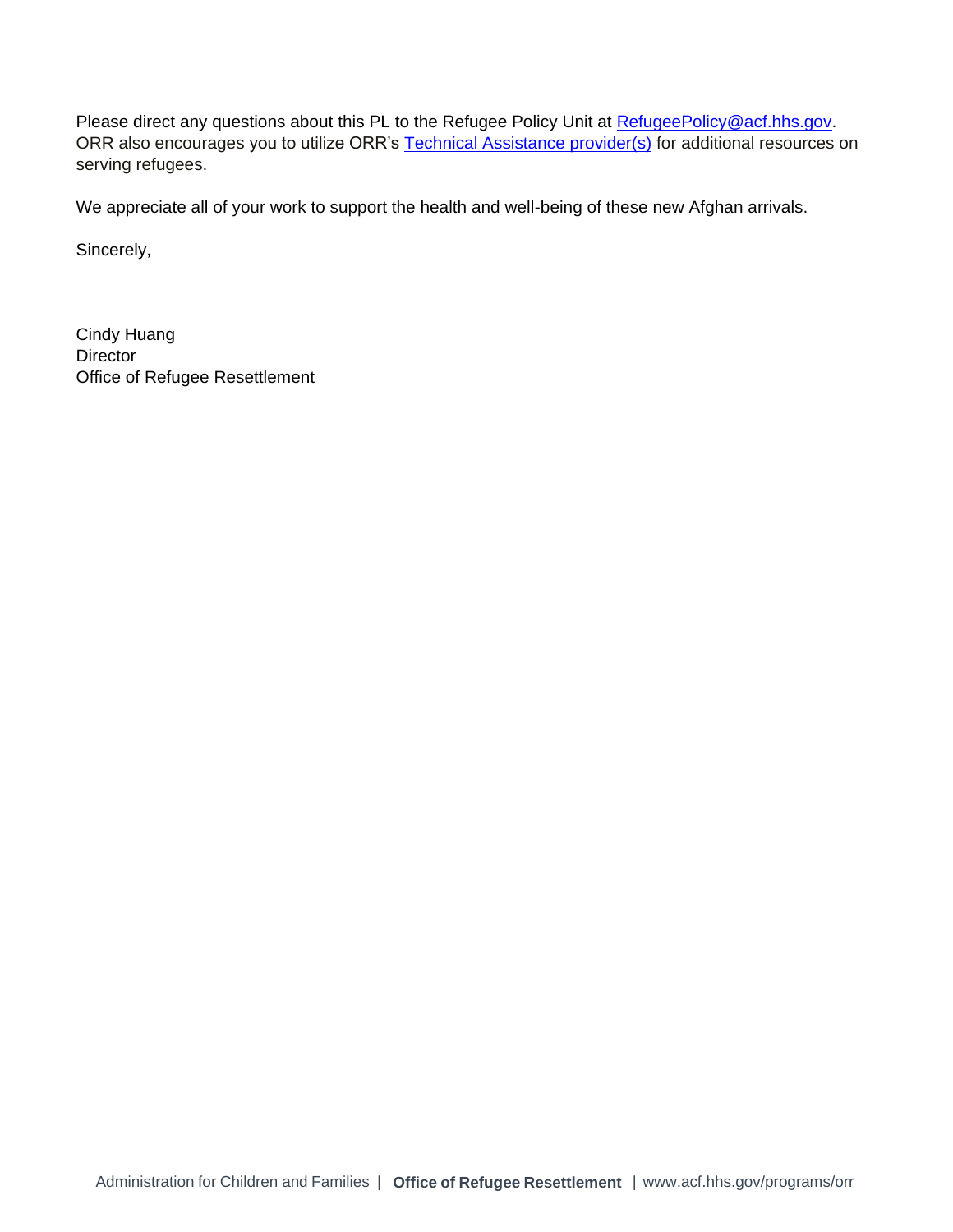Please direct any questions about this PL to the Refugee Policy Unit at [RefugeePolicy@acf.hhs.gov](mailto:RefugeePolicy@acf.hhs.gov). ORR also encourages you to utilize ORR's [Technical Assistance provider(s)]() for additional resources on serving refugees.

We appreciate all of your work to support the health and well-being of these new Afghan arrivals.

Sincerely,

Cindy Huang
Director
Office of Refugee Resettlement